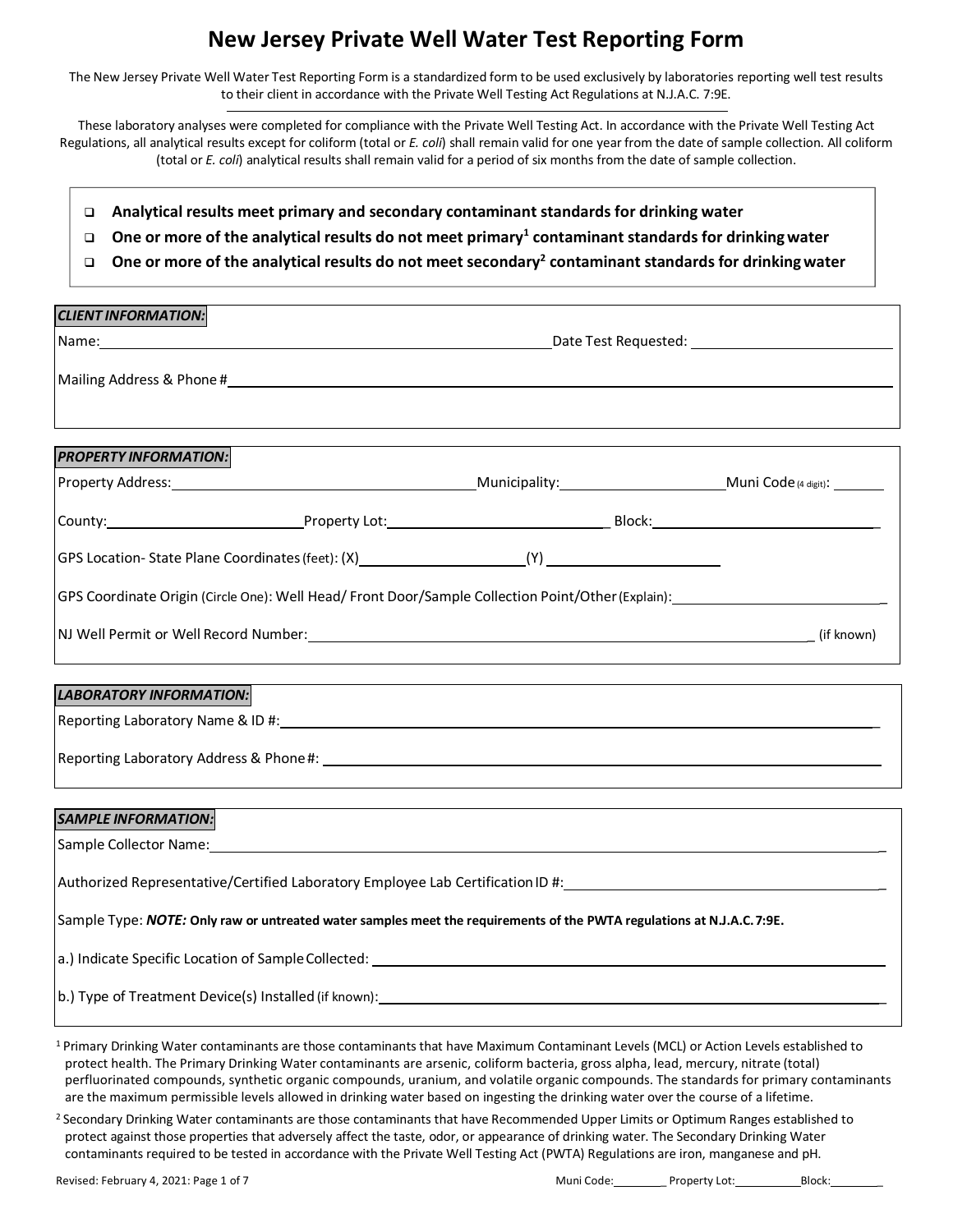# New Jersey Private Well Water Test Reporting Form

The New Jersey Private Well Water Test Reporting Form is a standardized form to be used exclusively by laboratories reporting well test results to their client in accordance with the Private Well Testing Act Regulations at N.J.A.C. 7:9E.

These laboratory analyses were completed for compliance with the Private Well Testing Act. In accordance with the Private Well Testing Act Regulations, all analytical results except for coliform (total or *E. coli*) shall remain valid for one year from the date of sample collection. All coliform (total or *E. coli*) analytical results shall remain valid for a period of six months from the date of sample collection.

- ☐ **Analytical results meet primary and secondary contaminant standards for drinking water**
- ☐ **One or more of the analytical results do not meet primary[1] contaminant standards for drinking water**
- ☐ **One or more of the analytical results do not meet secondary[2] contaminant standards for drinking water**

***CLIENT INFORMATION:***

Name:______________________________ Date Test Requested: ______________

Mailing Address & Phone #______________________________

***PROPERTY INFORMATION:***

Property Address:______________________ Municipality:______________ Muni Code (4 digit): ________

County:______________ Property Lot:______________ Block:______________

GPS Location- State Plane Coordinates (feet): (X)______________ (Y) ______________

GPS Coordinate Origin (Circle One): Well Head/ Front Door/Sample Collection Point/Other (Explain):______________

NJ Well Permit or Well Record Number:______________________________ (if known)

***LABORATORY INFORMATION:***

Reporting Laboratory Name & ID #:______________________________

Reporting Laboratory Address & Phone #: ______________________________

***SAMPLE INFORMATION:***

Sample Collector Name:______________________________

Authorized Representative/Certified Laboratory Employee Lab Certification ID #:______________________________

Sample Type: ***NOTE:*** **Only raw or untreated water samples meet the requirements of the PWTA regulations at N.J.A.C. 7:9E.**

a.) Indicate Specific Location of Sample Collected: ______________________________

b.) Type of Treatment Device(s) Installed (if known):______________________________

[1] Primary Drinking Water contaminants are those contaminants that have Maximum Contaminant Levels (MCL) or Action Levels established to protect health. The Primary Drinking Water contaminants are arsenic, coliform bacteria, gross alpha, lead, mercury, nitrate (total) perfluorinated compounds, synthetic organic compounds, uranium, and volatile organic compounds. The standards for primary contaminants are the maximum permissible levels allowed in drinking water based on ingesting the drinking water over the course of a lifetime.

[2] Secondary Drinking Water contaminants are those contaminants that have Recommended Upper Limits or Optimum Ranges established to protect against those properties that adversely affect the taste, odor, or appearance of drinking water. The Secondary Drinking Water contaminants required to be tested in accordance with the Private Well Testing Act (PWTA) Regulations are iron, manganese and pH.

Revised: February 4, 2021

Muni Code:________ Property Lot:__________ Block:________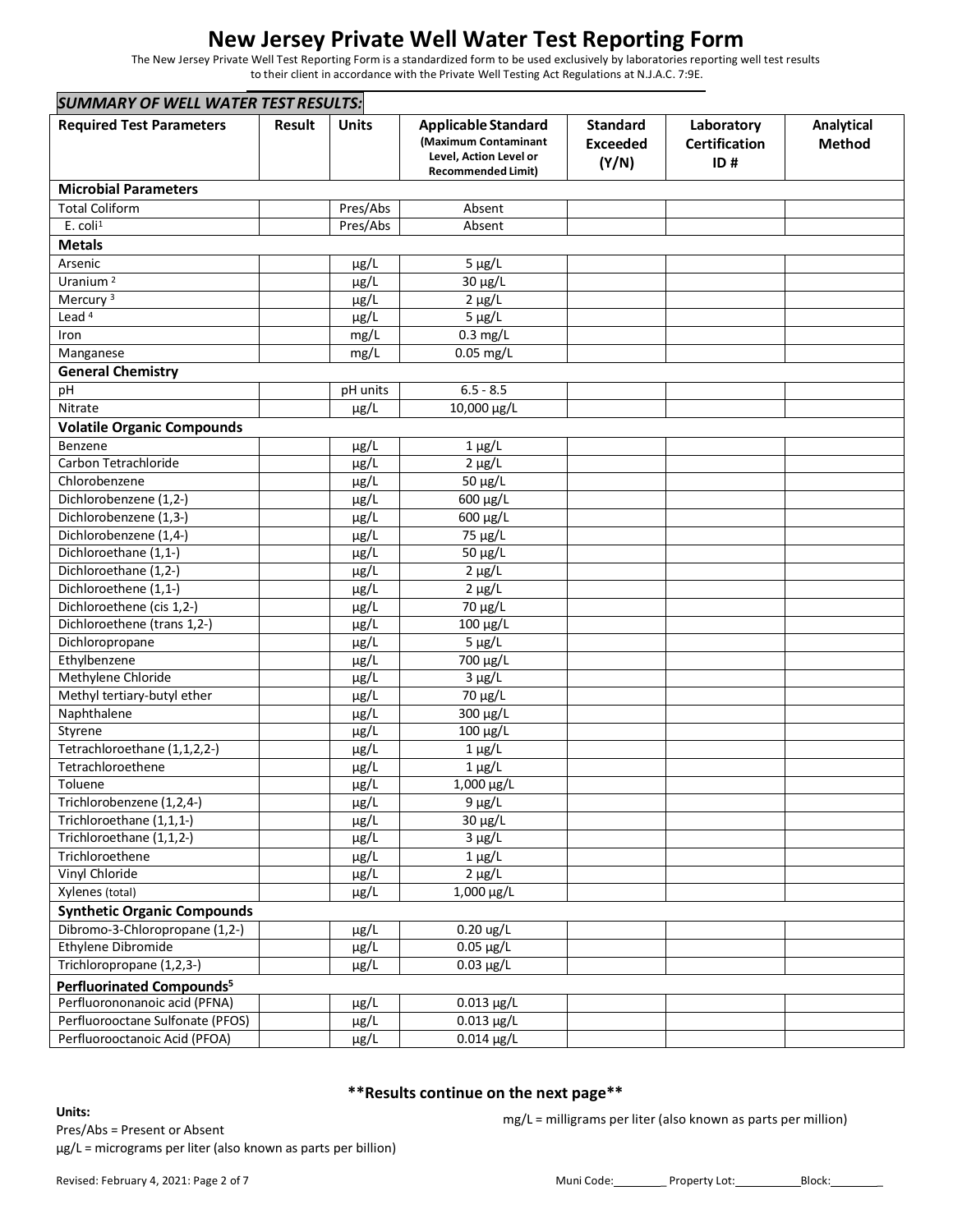# New Jersey Private Well Water Test Reporting Form

The New Jersey Private Well Test Reporting Form is a standardized form to be used exclusively by laboratories reporting well test results to their client in accordance with the Private Well Testing Act Regulations at N.J.A.C. 7:9E.

***SUMMARY OF WELL WATER TEST RESULTS:***

| Required Test Parameters | Result | Units | Applicable Standard (Maximum Contaminant Level, Action Level or Recommended Limit) | Standard Exceeded (Y/N) | Laboratory Certification ID # | Analytical Method |
|---|---|---|---|---|---|---|
| **Microbial Parameters** | | | | | | |
| Total Coliform | | Pres/Abs | Absent | | | |
| E. coli[1] | | Pres/Abs | Absent | | | |
| **Metals** | | | | | | |
| Arsenic | | μg/L | 5 μg/L | | | |
| Uranium [2] | | μg/L | 30 μg/L | | | |
| Mercury [3] | | μg/L | 2 μg/L | | | |
| Lead [4] | | μg/L | 5 μg/L | | | |
| Iron | | mg/L | 0.3 mg/L | | | |
| Manganese | | mg/L | 0.05 mg/L | | | |
| **General Chemistry** | | | | | | |
| pH | | pH units | 6.5 - 8.5 | | | |
| Nitrate | | μg/L | 10,000 μg/L | | | |
| **Volatile Organic Compounds** | | | | | | |
| Benzene | | μg/L | 1 μg/L | | | |
| Carbon Tetrachloride | | μg/L | 2 μg/L | | | |
| Chlorobenzene | | μg/L | 50 μg/L | | | |
| Dichlorobenzene (1,2-) | | μg/L | 600 μg/L | | | |
| Dichlorobenzene (1,3-) | | μg/L | 600 μg/L | | | |
| Dichlorobenzene (1,4-) | | μg/L | 75 μg/L | | | |
| Dichloroethane (1,1-) | | μg/L | 50 μg/L | | | |
| Dichloroethane (1,2-) | | μg/L | 2 μg/L | | | |
| Dichloroethene (1,1-) | | μg/L | 2 μg/L | | | |
| Dichloroethene (cis 1,2-) | | μg/L | 70 μg/L | | | |
| Dichloroethene (trans 1,2-) | | μg/L | 100 μg/L | | | |
| Dichloropropane | | μg/L | 5 μg/L | | | |
| Ethylbenzene | | μg/L | 700 μg/L | | | |
| Methylene Chloride | | μg/L | 3 μg/L | | | |
| Methyl tertiary-butyl ether | | μg/L | 70 μg/L | | | |
| Naphthalene | | μg/L | 300 μg/L | | | |
| Styrene | | μg/L | 100 μg/L | | | |
| Tetrachloroethane (1,1,2,2-) | | μg/L | 1 μg/L | | | |
| Tetrachloroethene | | μg/L | 1 μg/L | | | |
| Toluene | | μg/L | 1,000 μg/L | | | |
| Trichlorobenzene (1,2,4-) | | μg/L | 9 μg/L | | | |
| Trichloroethane (1,1,1-) | | μg/L | 30 μg/L | | | |
| Trichloroethane (1,1,2-) | | μg/L | 3 μg/L | | | |
| Trichloroethene | | μg/L | 1 μg/L | | | |
| Vinyl Chloride | | μg/L | 2 μg/L | | | |
| Xylenes (total) | | μg/L | 1,000 μg/L | | | |
| **Synthetic Organic Compounds** | | | | | | |
| Dibromo-3-Chloropropane (1,2-) | | μg/L | 0.20 ug/L | | | |
| Ethylene Dibromide | | μg/L | 0.05 μg/L | | | |
| Trichloropropane (1,2,3-) | | μg/L | 0.03 μg/L | | | |
| **Perfluorinated Compounds[5]** | | | | | | |
| Perfluorononanoic acid (PFNA) | | μg/L | 0.013 μg/L | | | |
| Perfluorooctane Sulfonate (PFOS) | | μg/L | 0.013 μg/L | | | |
| Perfluorooctanoic Acid (PFOA) | | μg/L | 0.014 μg/L | | | |

**\*\*Results continue on the next page\*\***

**Units:**

Pres/Abs = Present or Absent

μg/L = micrograms per liter (also known as parts per billion)

mg/L = milligrams per liter (also known as parts per million)

Muni Code:________ Property Lot:___________Block:________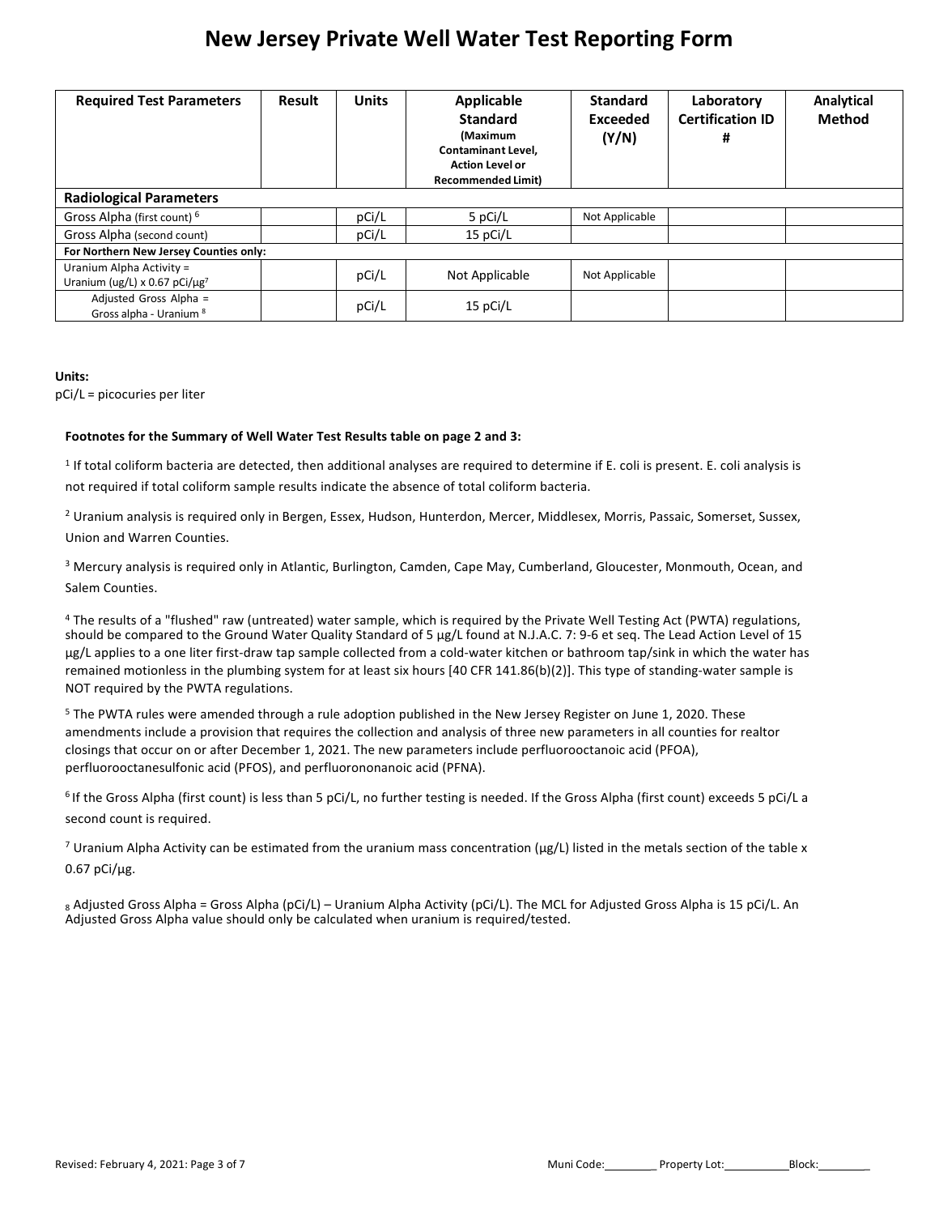# New Jersey Private Well Water Test Reporting Form

| Required Test Parameters | Result | Units | Applicable Standard (Maximum Contaminant Level, Action Level or Recommended Limit) | Standard Exceeded (Y/N) | Laboratory Certification ID # | Analytical Method |
|---|---|---|---|---|---|---|
| **Radiological Parameters** | | | | | | |
| Gross Alpha (first count) [6] | | pCi/L | 5 pCi/L | Not Applicable | | |
| Gross Alpha (second count) | | pCi/L | 15 pCi/L | | | |
| **For Northern New Jersey Counties only:** | | | | | | |
| Uranium Alpha Activity = Uranium (ug/L) x 0.67 pCi/µg[7] | | pCi/L | Not Applicable | Not Applicable | | |
| Adjusted Gross Alpha = Gross alpha - Uranium [8] | | pCi/L | 15 pCi/L | | | |

**Units:**
pCi/L = picocuries per liter

**Footnotes for the Summary of Well Water Test Results table on page 2 and 3:**

[1] If total coliform bacteria are detected, then additional analyses are required to determine if E. coli is present. E. coli analysis is not required if total coliform sample results indicate the absence of total coliform bacteria.

[2] Uranium analysis is required only in Bergen, Essex, Hudson, Hunterdon, Mercer, Middlesex, Morris, Passaic, Somerset, Sussex, Union and Warren Counties.

[3] Mercury analysis is required only in Atlantic, Burlington, Camden, Cape May, Cumberland, Gloucester, Monmouth, Ocean, and Salem Counties.

[4] The results of a "flushed" raw (untreated) water sample, which is required by the Private Well Testing Act (PWTA) regulations, should be compared to the Ground Water Quality Standard of 5 µg/L found at N.J.A.C. 7: 9-6 et seq. The Lead Action Level of 15 µg/L applies to a one liter first-draw tap sample collected from a cold-water kitchen or bathroom tap/sink in which the water has remained motionless in the plumbing system for at least six hours [40 CFR 141.86(b)(2)]. This type of standing-water sample is NOT required by the PWTA regulations.

[5] The PWTA rules were amended through a rule adoption published in the New Jersey Register on June 1, 2020. These amendments include a provision that requires the collection and analysis of three new parameters in all counties for realtor closings that occur on or after December 1, 2021. The new parameters include perfluorooctanoic acid (PFOA), perfluorooctanesulfonic acid (PFOS), and perfluorononanoic acid (PFNA).

[6] If the Gross Alpha (first count) is less than 5 pCi/L, no further testing is needed. If the Gross Alpha (first count) exceeds 5 pCi/L a second count is required.

[7] Uranium Alpha Activity can be estimated from the uranium mass concentration (µg/L) listed in the metals section of the table x 0.67 pCi/µg.

[8] Adjusted Gross Alpha = Gross Alpha (pCi/L) – Uranium Alpha Activity (pCi/L). The MCL for Adjusted Gross Alpha is 15 pCi/L. An Adjusted Gross Alpha value should only be calculated when uranium is required/tested.

Muni Code:________ Property Lot:__________ Block:________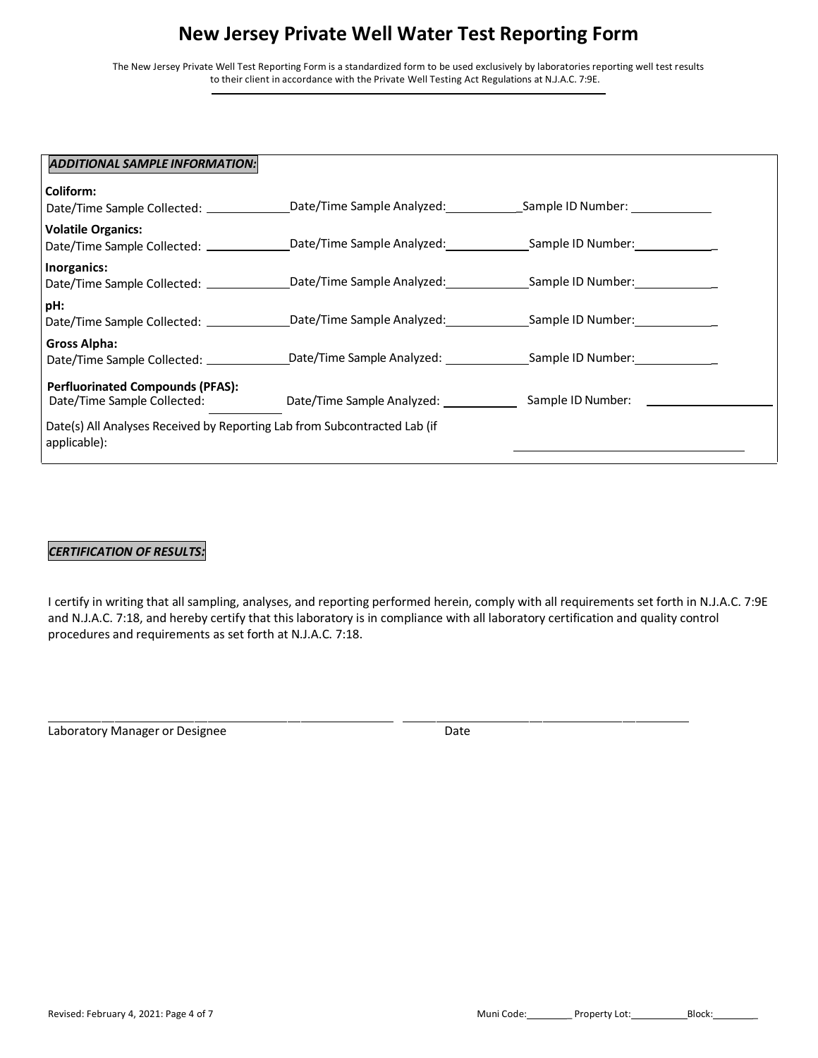# New Jersey Private Well Water Test Reporting Form

The New Jersey Private Well Test Reporting Form is a standardized form to be used exclusively by laboratories reporting well test results to their client in accordance with the Private Well Testing Act Regulations at N.J.A.C. 7:9E.

***ADDITIONAL SAMPLE INFORMATION:***

**Coliform:**
Date/Time Sample Collected: ____________ Date/Time Sample Analyzed: ____________ Sample ID Number: ____________

**Volatile Organics:**
Date/Time Sample Collected: ____________ Date/Time Sample Analyzed: ____________ Sample ID Number: ____________

**Inorganics:**
Date/Time Sample Collected: ____________ Date/Time Sample Analyzed: ____________ Sample ID Number: ____________

**pH:**
Date/Time Sample Collected: ____________ Date/Time Sample Analyzed: ____________ Sample ID Number: ____________

**Gross Alpha:**
Date/Time Sample Collected: ____________ Date/Time Sample Analyzed: ____________ Sample ID Number: ____________

**Perfluorinated Compounds (PFAS):**
Date/Time Sample Collected: ____________ Date/Time Sample Analyzed: ____________ Sample ID Number: ____________

Date(s) All Analyses Received by Reporting Lab from Subcontracted Lab (if applicable): ____________________

***CERTIFICATION OF RESULTS:***

I certify in writing that all sampling, analyses, and reporting performed herein, comply with all requirements set forth in N.J.A.C. 7:9E and N.J.A.C. 7:18, and hereby certify that this laboratory is in compliance with all laboratory certification and quality control procedures and requirements as set forth at N.J.A.C. 7:18.

______________________________________ ______________________________

Laboratory Manager or Designee Date

Revised: February 4, 2021

Muni Code: ________ Property Lot: __________ Block: ________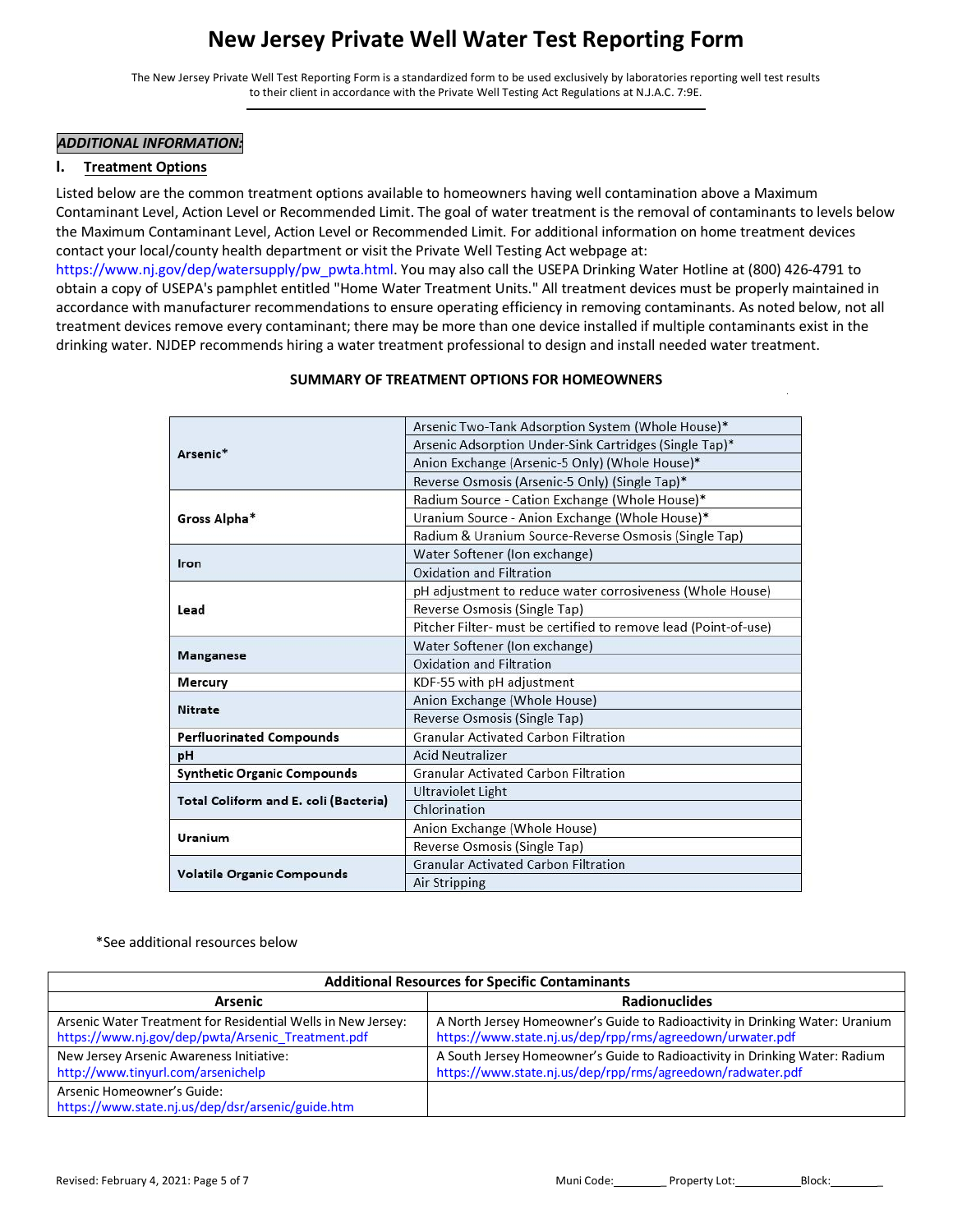# New Jersey Private Well Water Test Reporting Form

The New Jersey Private Well Test Reporting Form is a standardized form to be used exclusively by laboratories reporting well test results to their client in accordance with the Private Well Testing Act Regulations at N.J.A.C. 7:9E.

***ADDITIONAL INFORMATION:***

## I. Treatment Options

Listed below are the common treatment options available to homeowners having well contamination above a Maximum Contaminant Level, Action Level or Recommended Limit. The goal of water treatment is the removal of contaminants to levels below the Maximum Contaminant Level, Action Level or Recommended Limit. For additional information on home treatment devices contact your local/county health department or visit the Private Well Testing Act webpage at: https://www.nj.gov/dep/watersupply/pw_pwta.html. You may also call the USEPA Drinking Water Hotline at (800) 426-4791 to obtain a copy of USEPA's pamphlet entitled "Home Water Treatment Units." All treatment devices must be properly maintained in accordance with manufacturer recommendations to ensure operating efficiency in removing contaminants. As noted below, not all treatment devices remove every contaminant; there may be more than one device installed if multiple contaminants exist in the drinking water. NJDEP recommends hiring a water treatment professional to design and install needed water treatment.

**SUMMARY OF TREATMENT OPTIONS FOR HOMEOWNERS**

| Contaminant | Treatment Option |
|---|---|
| **Arsenic*** | Arsenic Two-Tank Adsorption System (Whole House)* |
| | Arsenic Adsorption Under-Sink Cartridges (Single Tap)* |
| | Anion Exchange (Arsenic-5 Only) (Whole House)* |
| | Reverse Osmosis (Arsenic-5 Only) (Single Tap)* |
| **Gross Alpha*** | Radium Source - Cation Exchange (Whole House)* |
| | Uranium Source - Anion Exchange (Whole House)* |
| | Radium & Uranium Source-Reverse Osmosis (Single Tap) |
| **Iron** | Water Softener (Ion exchange) |
| | Oxidation and Filtration |
| **Lead** | pH adjustment to reduce water corrosiveness (Whole House) |
| | Reverse Osmosis (Single Tap) |
| | Pitcher Filter- must be certified to remove lead (Point-of-use) |
| **Manganese** | Water Softener (Ion exchange) |
| | Oxidation and Filtration |
| **Mercury** | KDF-55 with pH adjustment |
| **Nitrate** | Anion Exchange (Whole House) |
| | Reverse Osmosis (Single Tap) |
| **Perfluorinated Compounds** | Granular Activated Carbon Filtration |
| **pH** | Acid Neutralizer |
| **Synthetic Organic Compounds** | Granular Activated Carbon Filtration |
| **Total Coliform and E. coli (Bacteria)** | Ultraviolet Light |
| | Chlorination |
| **Uranium** | Anion Exchange (Whole House) |
| | Reverse Osmosis (Single Tap) |
| **Volatile Organic Compounds** | Granular Activated Carbon Filtration |
| | Air Stripping |

*See additional resources below

**Additional Resources for Specific Contaminants**

| Arsenic | Radionuclides |
|---|---|
| Arsenic Water Treatment for Residential Wells in New Jersey: https://www.nj.gov/dep/pwta/Arsenic_Treatment.pdf | A North Jersey Homeowner's Guide to Radioactivity in Drinking Water: Uranium https://www.state.nj.us/dep/rpp/rms/agreedown/urwater.pdf |
| New Jersey Arsenic Awareness Initiative: http://www.tinyurl.com/arsenichelp | A South Jersey Homeowner's Guide to Radioactivity in Drinking Water: Radium https://www.state.nj.us/dep/rpp/rms/agreedown/radwater.pdf |
| Arsenic Homeowner's Guide: https://www.state.nj.us/dep/dsr/arsenic/guide.htm | |

Revised: February 4, 2021

Muni Code:________ Property Lot:__________ Block:________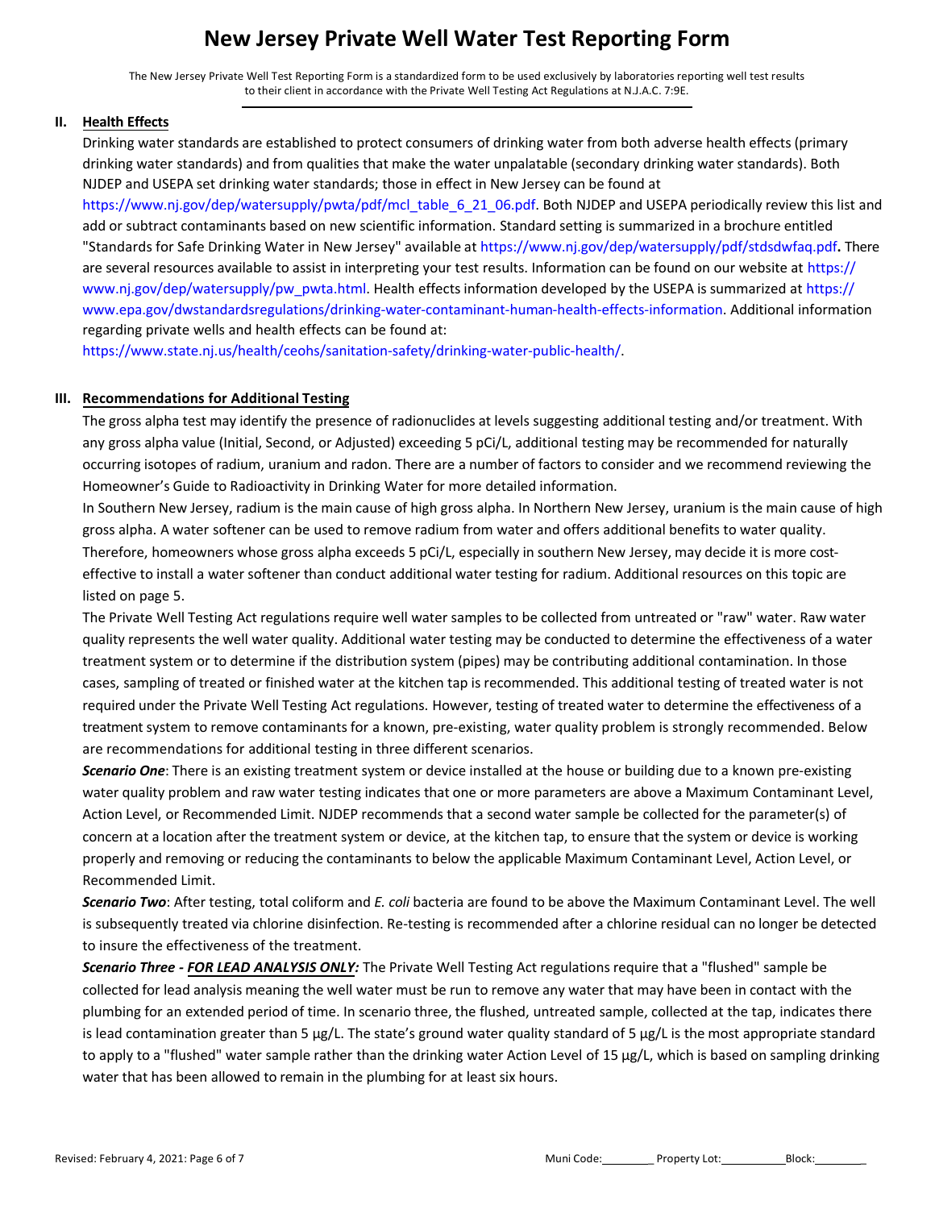# New Jersey Private Well Water Test Reporting Form

The New Jersey Private Well Test Reporting Form is a standardized form to be used exclusively by laboratories reporting well test results to their client in accordance with the Private Well Testing Act Regulations at N.J.A.C. 7:9E.

## II. Health Effects

Drinking water standards are established to protect consumers of drinking water from both adverse health effects (primary drinking water standards) and from qualities that make the water unpalatable (secondary drinking water standards). Both NJDEP and USEPA set drinking water standards; those in effect in New Jersey can be found at https://www.nj.gov/dep/watersupply/pwta/pdf/mcl_table_6_21_06.pdf. Both NJDEP and USEPA periodically review this list and add or subtract contaminants based on new scientific information. Standard setting is summarized in a brochure entitled "Standards for Safe Drinking Water in New Jersey" available at https://www.nj.gov/dep/watersupply/pdf/stdsdwfaq.pdf**.** There are several resources available to assist in interpreting your test results. Information can be found on our website at https://www.nj.gov/dep/watersupply/pw_pwta.html. Health effects information developed by the USEPA is summarized at https://www.epa.gov/dwstandardsregulations/drinking-water-contaminant-human-health-effects-information. Additional information regarding private wells and health effects can be found at: https://www.state.nj.us/health/ceohs/sanitation-safety/drinking-water-public-health/.

## III. Recommendations for Additional Testing

The gross alpha test may identify the presence of radionuclides at levels suggesting additional testing and/or treatment. With any gross alpha value (Initial, Second, or Adjusted) exceeding 5 pCi/L, additional testing may be recommended for naturally occurring isotopes of radium, uranium and radon. There are a number of factors to consider and we recommend reviewing the Homeowner's Guide to Radioactivity in Drinking Water for more detailed information.

In Southern New Jersey, radium is the main cause of high gross alpha. In Northern New Jersey, uranium is the main cause of high gross alpha. A water softener can be used to remove radium from water and offers additional benefits to water quality. Therefore, homeowners whose gross alpha exceeds 5 pCi/L, especially in southern New Jersey, may decide it is more cost-effective to install a water softener than conduct additional water testing for radium. Additional resources on this topic are listed on page 5.

The Private Well Testing Act regulations require well water samples to be collected from untreated or "raw" water. Raw water quality represents the well water quality. Additional water testing may be conducted to determine the effectiveness of a water treatment system or to determine if the distribution system (pipes) may be contributing additional contamination. In those cases, sampling of treated or finished water at the kitchen tap is recommended. This additional testing of treated water is not required under the Private Well Testing Act regulations. However, testing of treated water to determine the effectiveness of a treatment system to remove contaminants for a known, pre-existing, water quality problem is strongly recommended. Below are recommendations for additional testing in three different scenarios.

***Scenario One***: There is an existing treatment system or device installed at the house or building due to a known pre-existing water quality problem and raw water testing indicates that one or more parameters are above a Maximum Contaminant Level, Action Level, or Recommended Limit. NJDEP recommends that a second water sample be collected for the parameter(s) of concern at a location after the treatment system or device, at the kitchen tap, to ensure that the system or device is working properly and removing or reducing the contaminants to below the applicable Maximum Contaminant Level, Action Level, or Recommended Limit.

***Scenario Two***: After testing, total coliform and *E. coli* bacteria are found to be above the Maximum Contaminant Level. The well is subsequently treated via chlorine disinfection. Re-testing is recommended after a chlorine residual can no longer be detected to insure the effectiveness of the treatment.

***Scenario Three - <u>FOR LEAD ANALYSIS ONLY</u>:*** The Private Well Testing Act regulations require that a "flushed" sample be collected for lead analysis meaning the well water must be run to remove any water that may have been in contact with the plumbing for an extended period of time. In scenario three, the flushed, untreated sample, collected at the tap, indicates there is lead contamination greater than 5 µg/L. The state's ground water quality standard of 5 µg/L is the most appropriate standard to apply to a "flushed" water sample rather than the drinking water Action Level of 15 µg/L, which is based on sampling drinking water that has been allowed to remain in the plumbing for at least six hours.

Muni Code:________ Property Lot:__________ Block:________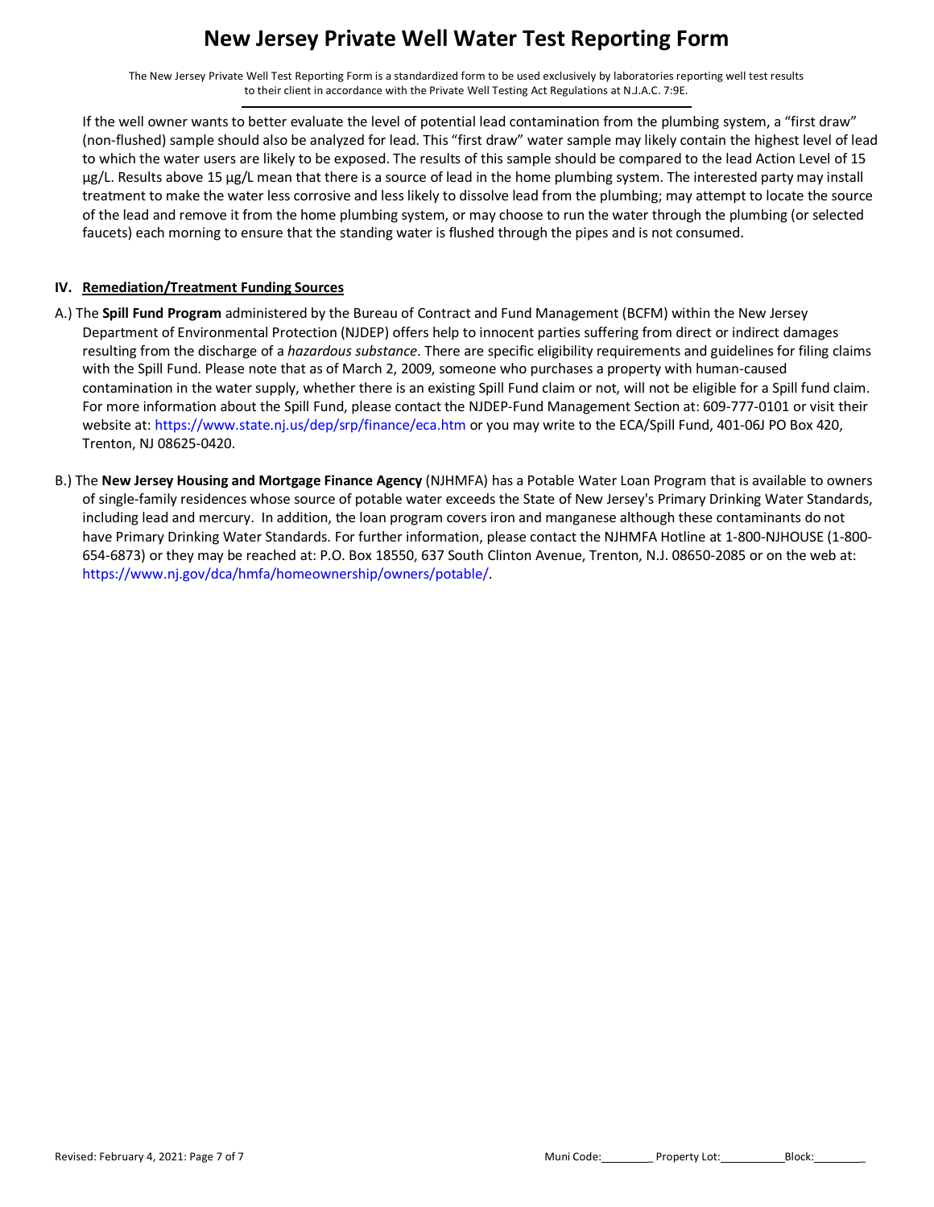If the well owner wants to better evaluate the level of potential lead contamination from the plumbing system, a "first draw" (non-flushed) sample should also be analyzed for lead. This "first draw" water sample may likely contain the highest level of lead to which the water users are likely to be exposed. The results of this sample should be compared to the lead Action Level of 15 µg/L. Results above 15 µg/L mean that there is a source of lead in the home plumbing system. The interested party may install treatment to make the water less corrosive and less likely to dissolve lead from the plumbing; may attempt to locate the source of the lead and remove it from the home plumbing system, or may choose to run the water through the plumbing (or selected faucets) each morning to ensure that the standing water is flushed through the pipes and is not consumed.

## IV. Remediation/Treatment Funding Sources

A.) The **Spill Fund Program** administered by the Bureau of Contract and Fund Management (BCFM) within the New Jersey Department of Environmental Protection (NJDEP) offers help to innocent parties suffering from direct or indirect damages resulting from the discharge of a *hazardous substance*. There are specific eligibility requirements and guidelines for filing claims with the Spill Fund. Please note that as of March 2, 2009, someone who purchases a property with human-caused contamination in the water supply, whether there is an existing Spill Fund claim or not, will not be eligible for a Spill fund claim. For more information about the Spill Fund, please contact the NJDEP-Fund Management Section at: 609-777-0101 or visit their website at: https://www.state.nj.us/dep/srp/finance/eca.htm or you may write to the ECA/Spill Fund, 401-06J PO Box 420, Trenton, NJ 08625-0420.

B.) The **New Jersey Housing and Mortgage Finance Agency** (NJHMFA) has a Potable Water Loan Program that is available to owners of single-family residences whose source of potable water exceeds the State of New Jersey's Primary Drinking Water Standards, including lead and mercury. In addition, the loan program covers iron and manganese although these contaminants do not have Primary Drinking Water Standards. For further information, please contact the NJHMFA Hotline at 1-800-NJHOUSE (1-800-654-6873) or they may be reached at: P.O. Box 18550, 637 South Clinton Avenue, Trenton, N.J. 08650-2085 or on the web at: https://www.nj.gov/dca/hmfa/homeownership/owners/potable/.

Muni Code:________ Property Lot:__________ Block:________